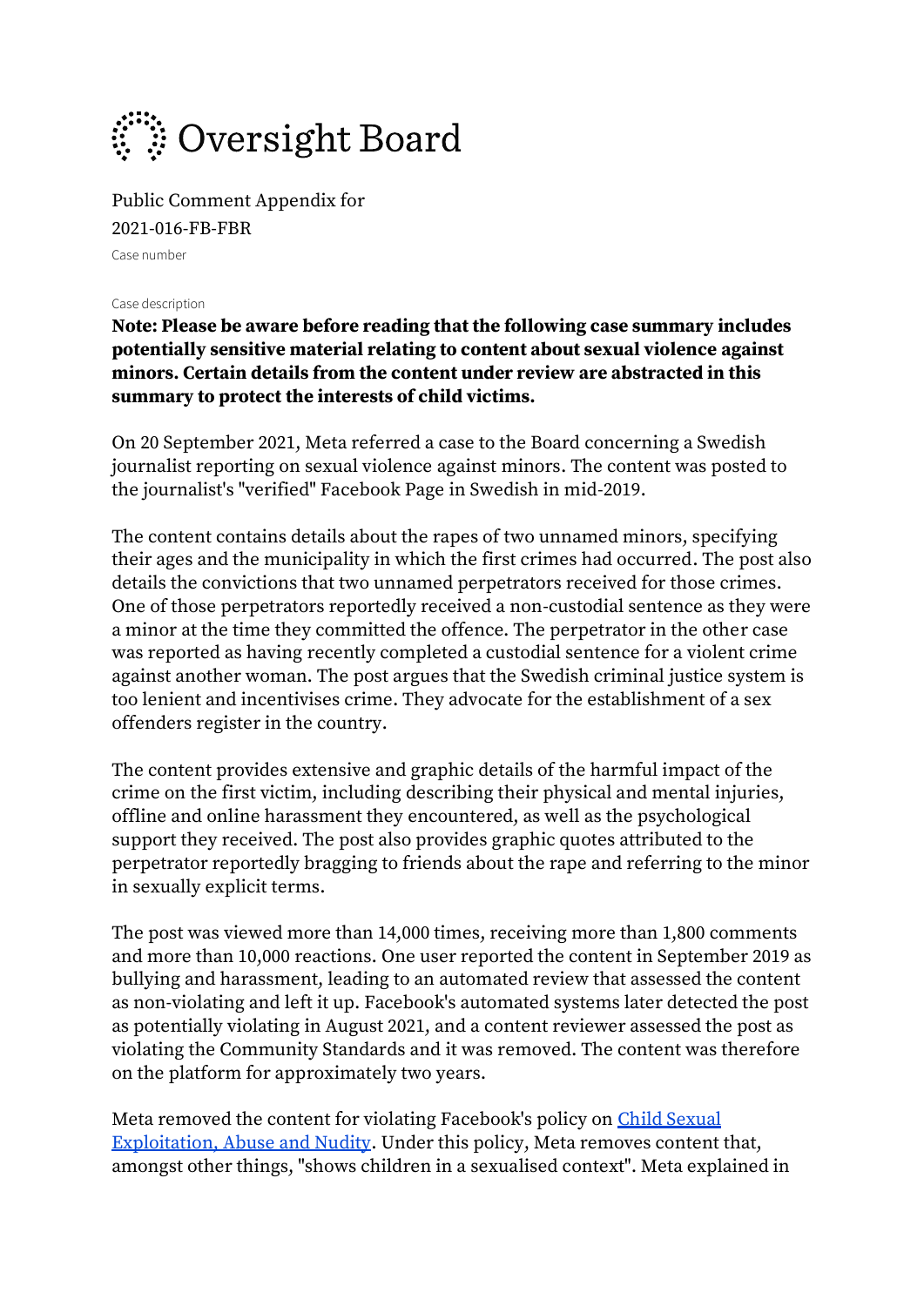# Oversight Board

Public Comment Appendix for
2021-016-FB-FBR
Case number

Case description

**Note: Please be aware before reading that the following case summary includes potentially sensitive material relating to content about sexual violence against minors. Certain details from the content under review are abstracted in this summary to protect the interests of child victims.**

On 20 September 2021, Meta referred a case to the Board concerning a Swedish journalist reporting on sexual violence against minors. The content was posted to the journalist's "verified" Facebook Page in Swedish in mid-2019.

The content contains details about the rapes of two unnamed minors, specifying their ages and the municipality in which the first crimes had occurred. The post also details the convictions that two unnamed perpetrators received for those crimes. One of those perpetrators reportedly received a non-custodial sentence as they were a minor at the time they committed the offence. The perpetrator in the other case was reported as having recently completed a custodial sentence for a violent crime against another woman. The post argues that the Swedish criminal justice system is too lenient and incentivises crime. They advocate for the establishment of a sex offenders register in the country.

The content provides extensive and graphic details of the harmful impact of the crime on the first victim, including describing their physical and mental injuries, offline and online harassment they encountered, as well as the psychological support they received. The post also provides graphic quotes attributed to the perpetrator reportedly bragging to friends about the rape and referring to the minor in sexually explicit terms.

The post was viewed more than 14,000 times, receiving more than 1,800 comments and more than 10,000 reactions. One user reported the content in September 2019 as bullying and harassment, leading to an automated review that assessed the content as non-violating and left it up. Facebook's automated systems later detected the post as potentially violating in August 2021, and a content reviewer assessed the post as violating the Community Standards and it was removed. The content was therefore on the platform for approximately two years.

Meta removed the content for violating Facebook's policy on Child Sexual Exploitation, Abuse and Nudity. Under this policy, Meta removes content that, amongst other things, "shows children in a sexualised context". Meta explained in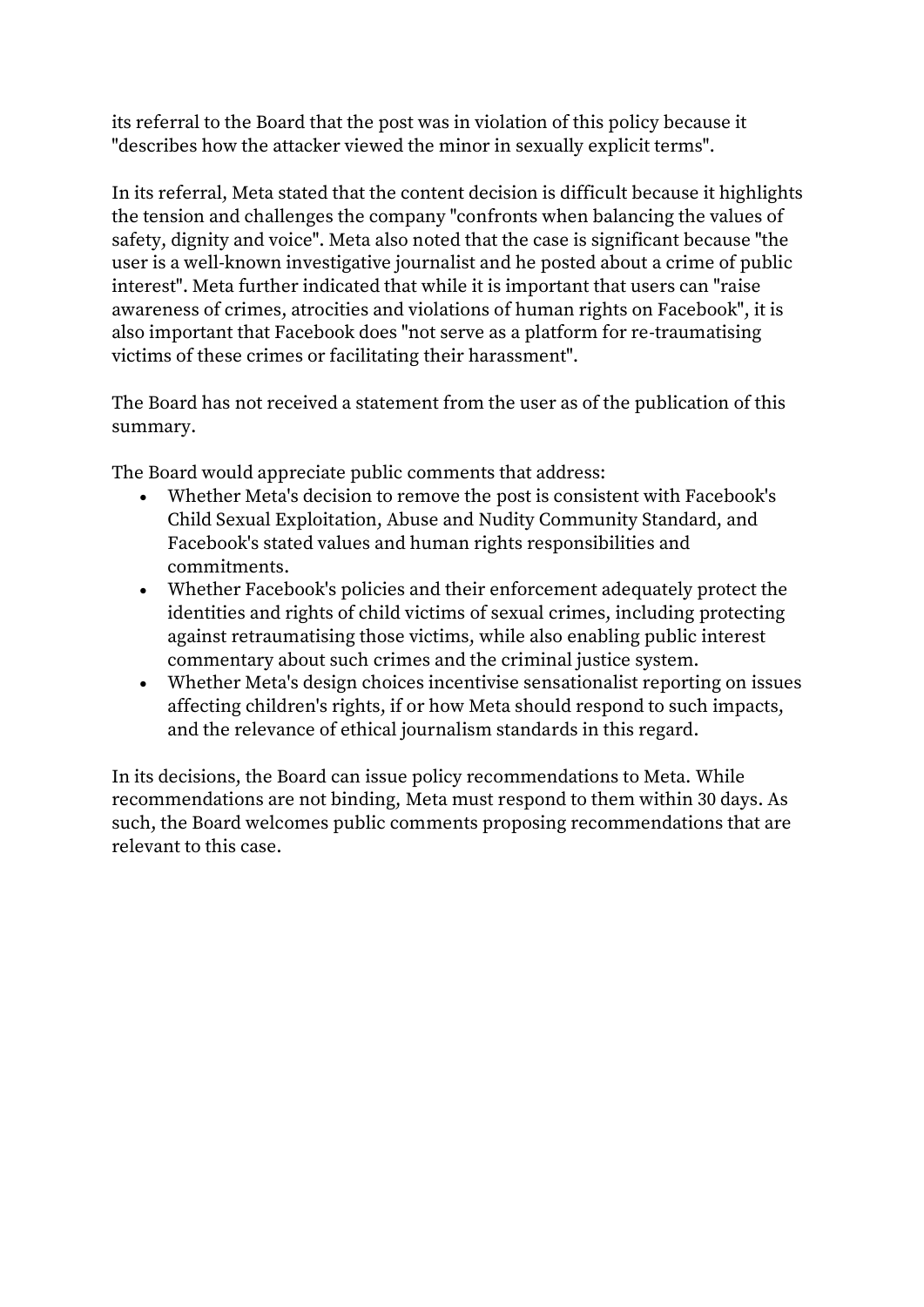its referral to the Board that the post was in violation of this policy because it "describes how the attacker viewed the minor in sexually explicit terms".

In its referral, Meta stated that the content decision is difficult because it highlights the tension and challenges the company "confronts when balancing the values of safety, dignity and voice". Meta also noted that the case is significant because "the user is a well-known investigative journalist and he posted about a crime of public interest". Meta further indicated that while it is important that users can "raise awareness of crimes, atrocities and violations of human rights on Facebook", it is also important that Facebook does "not serve as a platform for re-traumatising victims of these crimes or facilitating their harassment".

The Board has not received a statement from the user as of the publication of this summary.

The Board would appreciate public comments that address:

- Whether Meta's decision to remove the post is consistent with Facebook's Child Sexual Exploitation, Abuse and Nudity Community Standard, and Facebook's stated values and human rights responsibilities and commitments.
- Whether Facebook's policies and their enforcement adequately protect the identities and rights of child victims of sexual crimes, including protecting against retraumatising those victims, while also enabling public interest commentary about such crimes and the criminal justice system.
- Whether Meta's design choices incentivise sensationalist reporting on issues affecting children's rights, if or how Meta should respond to such impacts, and the relevance of ethical journalism standards in this regard.

In its decisions, the Board can issue policy recommendations to Meta. While recommendations are not binding, Meta must respond to them within 30 days. As such, the Board welcomes public comments proposing recommendations that are relevant to this case.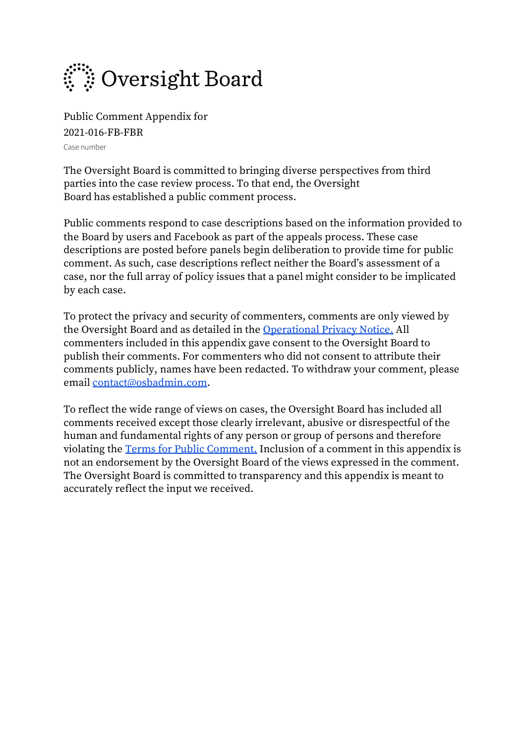# Oversight Board

Public Comment Appendix for
2021-016-FB-FBR
Case number

The Oversight Board is committed to bringing diverse perspectives from third parties into the case review process. To that end, the Oversight Board has established a public comment process.

Public comments respond to case descriptions based on the information provided to the Board by users and Facebook as part of the appeals process. These case descriptions are posted before panels begin deliberation to provide time for public comment. As such, case descriptions reflect neither the Board's assessment of a case, nor the full array of policy issues that a panel might consider to be implicated by each case.

To protect the privacy and security of commenters, comments are only viewed by the Oversight Board and as detailed in the [Operational Privacy Notice.](#) All commenters included in this appendix gave consent to the Oversight Board to publish their comments. For commenters who did not consent to attribute their comments publicly, names have been redacted. To withdraw your comment, please email [contact@osbadmin.com](mailto:contact@osbadmin.com).

To reflect the wide range of views on cases, the Oversight Board has included all comments received except those clearly irrelevant, abusive or disrespectful of the human and fundamental rights of any person or group of persons and therefore violating the [Terms for Public Comment.](#) Inclusion of a comment in this appendix is not an endorsement by the Oversight Board of the views expressed in the comment. The Oversight Board is committed to transparency and this appendix is meant to accurately reflect the input we received.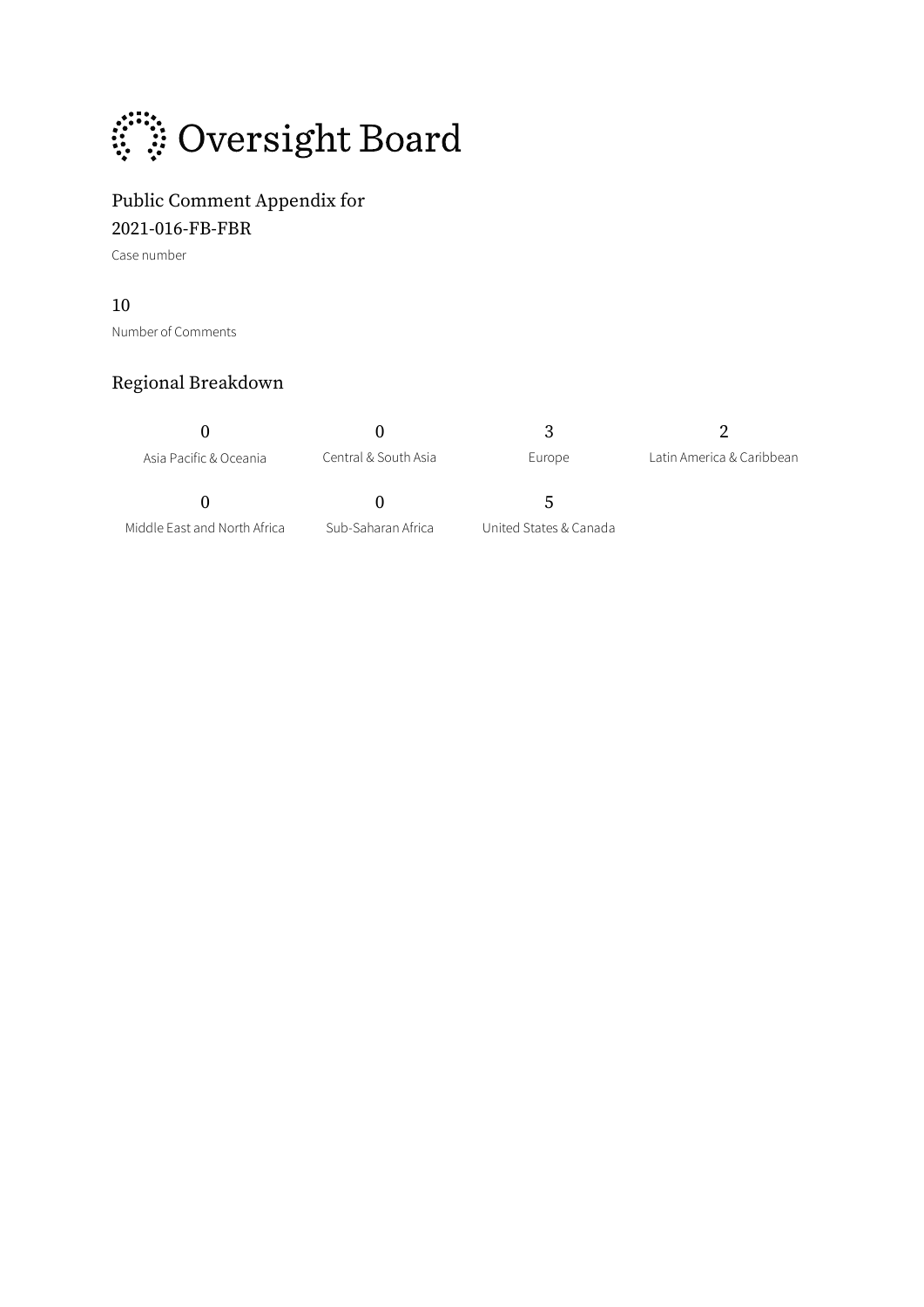# Oversight Board

## Public Comment Appendix for 2021-016-FB-FBR

Case number

10

Number of Comments

### Regional Breakdown

| 0 | 0 | 3 | 2 |
|---|---|---|---|
| Asia Pacific & Oceania | Central & South Asia | Europe | Latin America & Caribbean |
| 0 | 0 | 5 | |
| Middle East and North Africa | Sub-Saharan Africa | United States & Canada | |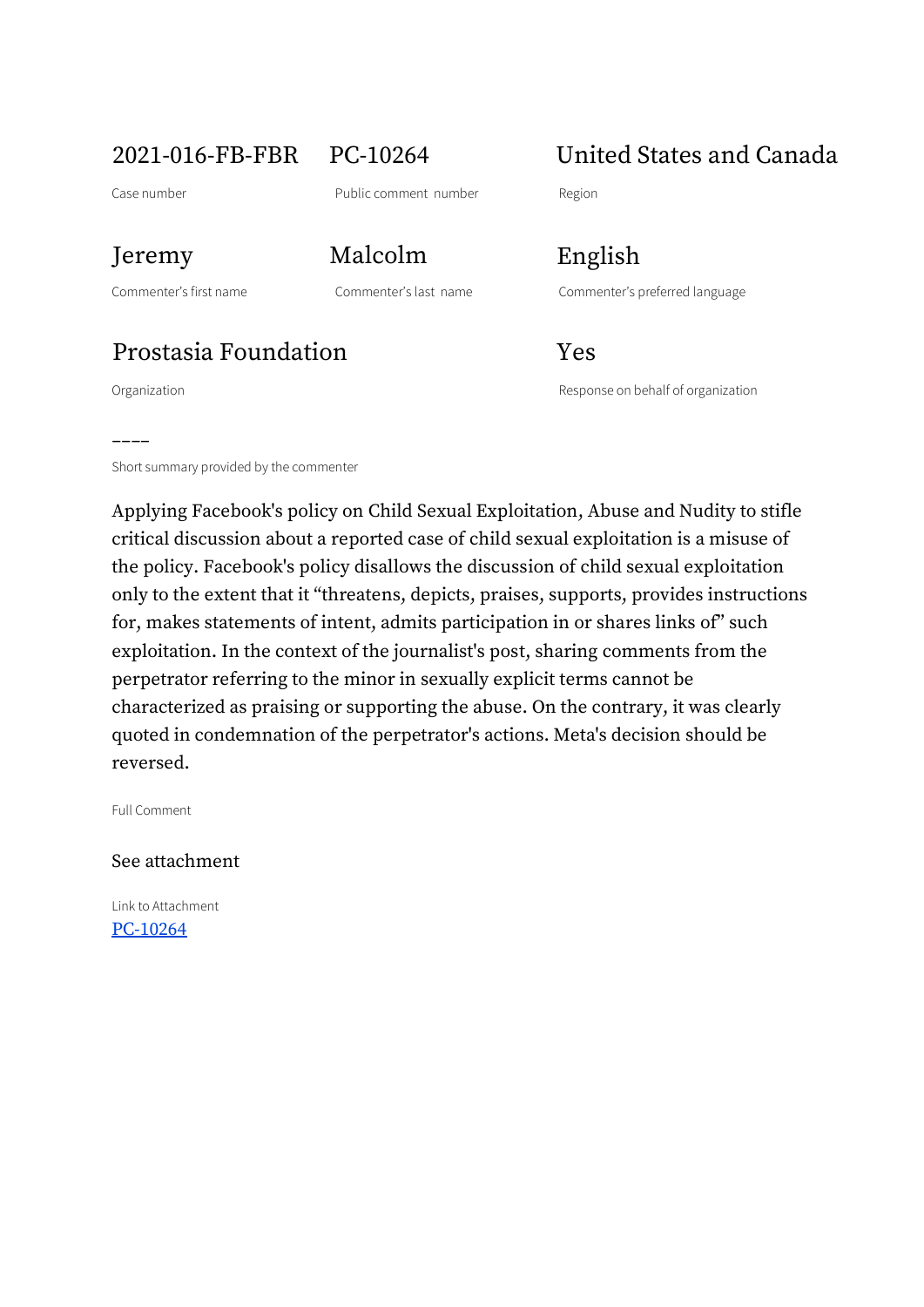| | | |
|---|---|---|
| 2021-016-FB-FBR | PC-10264 | United States and Canada |
| Case number | Public comment number | Region |
| Jeremy | Malcolm | English |
| Commenter's first name | Commenter's last name | Commenter's preferred language |
| Prostasia Foundation | | Yes |
| Organization | | Response on behalf of organization |

––––

Short summary provided by the commenter

Applying Facebook's policy on Child Sexual Exploitation, Abuse and Nudity to stifle critical discussion about a reported case of child sexual exploitation is a misuse of the policy. Facebook's policy disallows the discussion of child sexual exploitation only to the extent that it "threatens, depicts, praises, supports, provides instructions for, makes statements of intent, admits participation in or shares links of" such exploitation. In the context of the journalist's post, sharing comments from the perpetrator referring to the minor in sexually explicit terms cannot be characterized as praising or supporting the abuse. On the contrary, it was clearly quoted in condemnation of the perpetrator's actions. Meta's decision should be reversed.

Full Comment

See attachment

Link to Attachment

[PC-10264]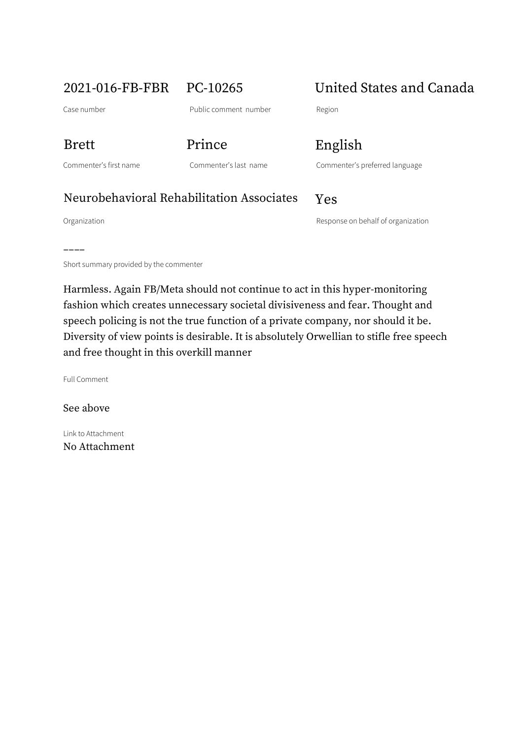2021-016-FB-FBR

Case number

PC-10265

Public comment number

United States and Canada

Region

Brett

Commenter's first name

Prince

Commenter's last name

English

Commenter's preferred language

Neurobehavioral Rehabilitation Associates

Organization

Yes

Response on behalf of organization

––––

Short summary provided by the commenter

Harmless. Again FB/Meta should not continue to act in this hyper-monitoring fashion which creates unnecessary societal divisiveness and fear. Thought and speech policing is not the true function of a private company, nor should it be. Diversity of view points is desirable. It is absolutely Orwellian to stifle free speech and free thought in this overkill manner

Full Comment

See above

Link to Attachment

No Attachment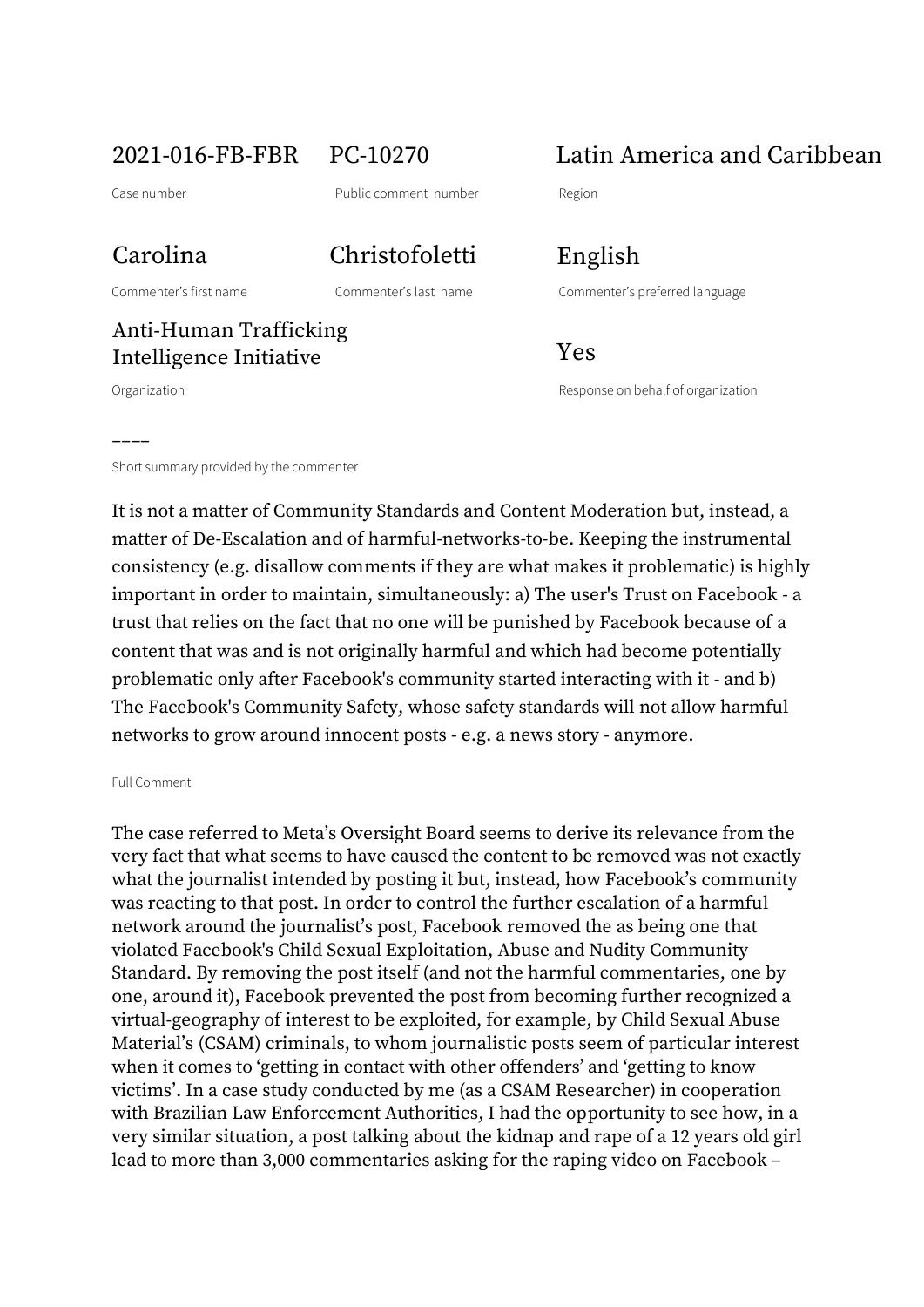2021-016-FB-FBR

Case number

PC-10270

Public comment number

Latin America and Caribbean

Region

Carolina

Commenter's first name

Christofoletti

Commenter's last name

English

Commenter's preferred language

Anti-Human Trafficking Intelligence Initiative

Organization

Yes

Response on behalf of organization

––––

Short summary provided by the commenter

It is not a matter of Community Standards and Content Moderation but, instead, a matter of De-Escalation and of harmful-networks-to-be. Keeping the instrumental consistency (e.g. disallow comments if they are what makes it problematic) is highly important in order to maintain, simultaneously: a) The user's Trust on Facebook - a trust that relies on the fact that no one will be punished by Facebook because of a content that was and is not originally harmful and which had become potentially problematic only after Facebook's community started interacting with it - and b) The Facebook's Community Safety, whose safety standards will not allow harmful networks to grow around innocent posts - e.g. a news story - anymore.

Full Comment

The case referred to Meta's Oversight Board seems to derive its relevance from the very fact that what seems to have caused the content to be removed was not exactly what the journalist intended by posting it but, instead, how Facebook's community was reacting to that post. In order to control the further escalation of a harmful network around the journalist's post, Facebook removed the as being one that violated Facebook's Child Sexual Exploitation, Abuse and Nudity Community Standard. By removing the post itself (and not the harmful commentaries, one by one, around it), Facebook prevented the post from becoming further recognized a virtual-geography of interest to be exploited, for example, by Child Sexual Abuse Material's (CSAM) criminals, to whom journalistic posts seem of particular interest when it comes to 'getting in contact with other offenders' and 'getting to know victims'. In a case study conducted by me (as a CSAM Researcher) in cooperation with Brazilian Law Enforcement Authorities, I had the opportunity to see how, in a very similar situation, a post talking about the kidnap and rape of a 12 years old girl lead to more than 3,000 commentaries asking for the raping video on Facebook –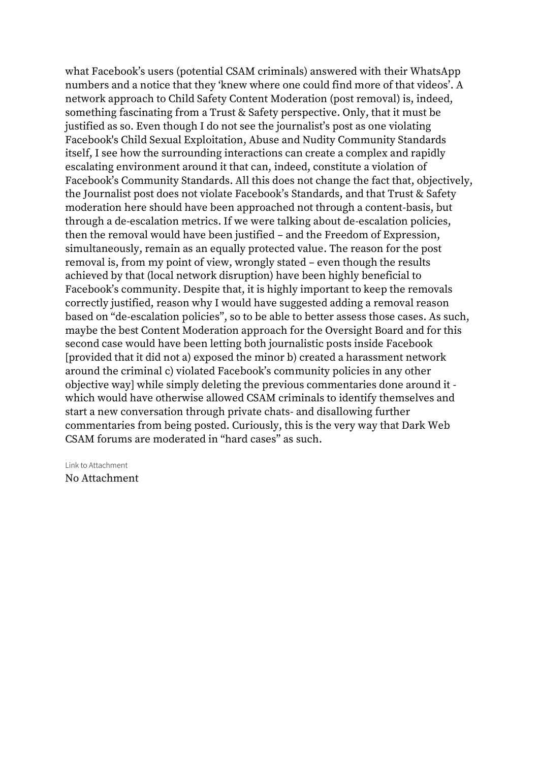what Facebook's users (potential CSAM criminals) answered with their WhatsApp numbers and a notice that they 'knew where one could find more of that videos'. A network approach to Child Safety Content Moderation (post removal) is, indeed, something fascinating from a Trust & Safety perspective. Only, that it must be justified as so. Even though I do not see the journalist's post as one violating Facebook's Child Sexual Exploitation, Abuse and Nudity Community Standards itself, I see how the surrounding interactions can create a complex and rapidly escalating environment around it that can, indeed, constitute a violation of Facebook's Community Standards. All this does not change the fact that, objectively, the Journalist post does not violate Facebook's Standards, and that Trust & Safety moderation here should have been approached not through a content-basis, but through a de-escalation metrics. If we were talking about de-escalation policies, then the removal would have been justified – and the Freedom of Expression, simultaneously, remain as an equally protected value. The reason for the post removal is, from my point of view, wrongly stated – even though the results achieved by that (local network disruption) have been highly beneficial to Facebook's community. Despite that, it is highly important to keep the removals correctly justified, reason why I would have suggested adding a removal reason based on "de-escalation policies", so to be able to better assess those cases. As such, maybe the best Content Moderation approach for the Oversight Board and for this second case would have been letting both journalistic posts inside Facebook [provided that it did not a) exposed the minor b) created a harassment network around the criminal c) violated Facebook's community policies in any other objective way] while simply deleting the previous commentaries done around it - which would have otherwise allowed CSAM criminals to identify themselves and start a new conversation through private chats- and disallowing further commentaries from being posted. Curiously, this is the very way that Dark Web CSAM forums are moderated in "hard cases" as such.

Link to Attachment

No Attachment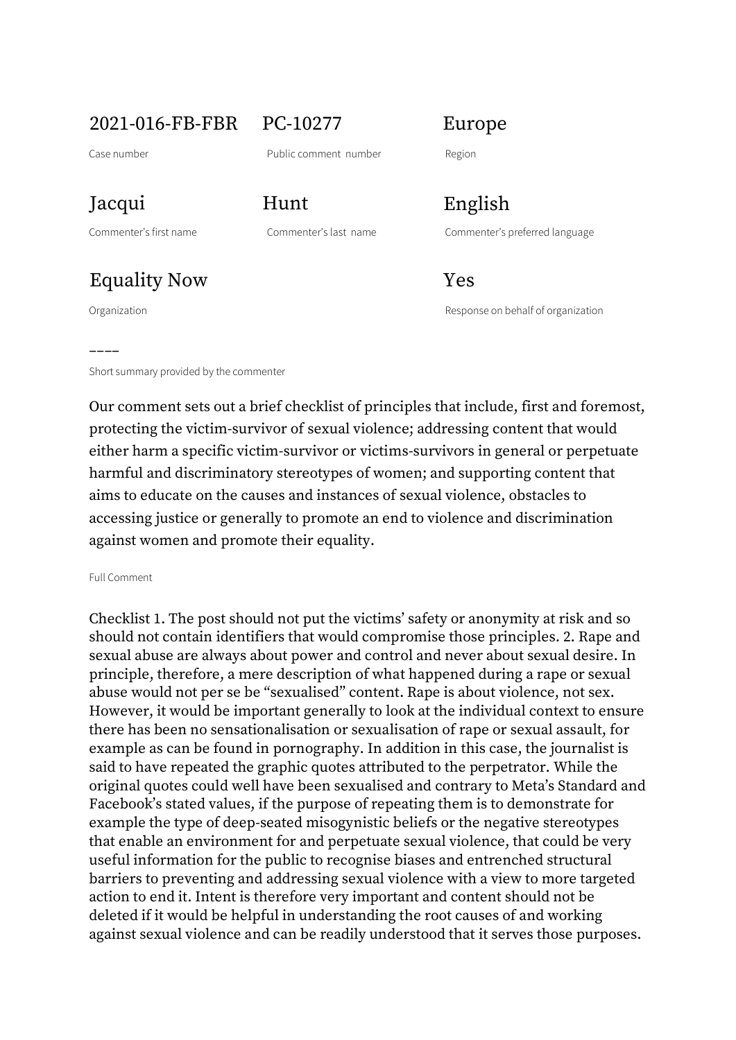| 2021-016-FB-FBR | PC-10277 | Europe |
| --- | --- | --- |
| Case number | Public comment number | Region |
| Jacqui | Hunt | English |
| Commenter's first name | Commenter's last name | Commenter's preferred language |
| Equality Now | | Yes |
| Organization | | Response on behalf of organization |

----

Short summary provided by the commenter

Our comment sets out a brief checklist of principles that include, first and foremost, protecting the victim-survivor of sexual violence; addressing content that would either harm a specific victim-survivor or victims-survivors in general or perpetuate harmful and discriminatory stereotypes of women; and supporting content that aims to educate on the causes and instances of sexual violence, obstacles to accessing justice or generally to promote an end to violence and discrimination against women and promote their equality.

Full Comment

Checklist 1. The post should not put the victims' safety or anonymity at risk and so should not contain identifiers that would compromise those principles. 2. Rape and sexual abuse are always about power and control and never about sexual desire. In principle, therefore, a mere description of what happened during a rape or sexual abuse would not per se be "sexualised" content. Rape is about violence, not sex. However, it would be important generally to look at the individual context to ensure there has been no sensationalisation or sexualisation of rape or sexual assault, for example as can be found in pornography. In addition in this case, the journalist is said to have repeated the graphic quotes attributed to the perpetrator. While the original quotes could well have been sexualised and contrary to Meta's Standard and Facebook's stated values, if the purpose of repeating them is to demonstrate for example the type of deep-seated misogynistic beliefs or the negative stereotypes that enable an environment for and perpetuate sexual violence, that could be very useful information for the public to recognise biases and entrenched structural barriers to preventing and addressing sexual violence with a view to more targeted action to end it. Intent is therefore very important and content should not be deleted if it would be helpful in understanding the root causes of and working against sexual violence and can be readily understood that it serves those purposes.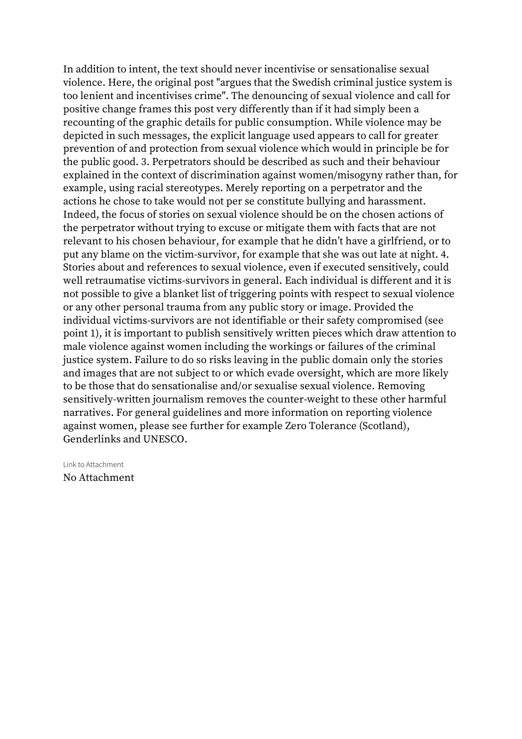In addition to intent, the text should never incentivise or sensationalise sexual violence. Here, the original post "argues that the Swedish criminal justice system is too lenient and incentivises crime". The denouncing of sexual violence and call for positive change frames this post very differently than if it had simply been a recounting of the graphic details for public consumption. While violence may be depicted in such messages, the explicit language used appears to call for greater prevention of and protection from sexual violence which would in principle be for the public good. 3. Perpetrators should be described as such and their behaviour explained in the context of discrimination against women/misogyny rather than, for example, using racial stereotypes. Merely reporting on a perpetrator and the actions he chose to take would not per se constitute bullying and harassment. Indeed, the focus of stories on sexual violence should be on the chosen actions of the perpetrator without trying to excuse or mitigate them with facts that are not relevant to his chosen behaviour, for example that he didn't have a girlfriend, or to put any blame on the victim-survivor, for example that she was out late at night. 4. Stories about and references to sexual violence, even if executed sensitively, could well retraumatise victims-survivors in general. Each individual is different and it is not possible to give a blanket list of triggering points with respect to sexual violence or any other personal trauma from any public story or image. Provided the individual victims-survivors are not identifiable or their safety compromised (see point 1), it is important to publish sensitively written pieces which draw attention to male violence against women including the workings or failures of the criminal justice system. Failure to do so risks leaving in the public domain only the stories and images that are not subject to or which evade oversight, which are more likely to be those that do sensationalise and/or sexualise sexual violence. Removing sensitively-written journalism removes the counter-weight to these other harmful narratives. For general guidelines and more information on reporting violence against women, please see further for example Zero Tolerance (Scotland), Genderlinks and UNESCO.

Link to Attachment

No Attachment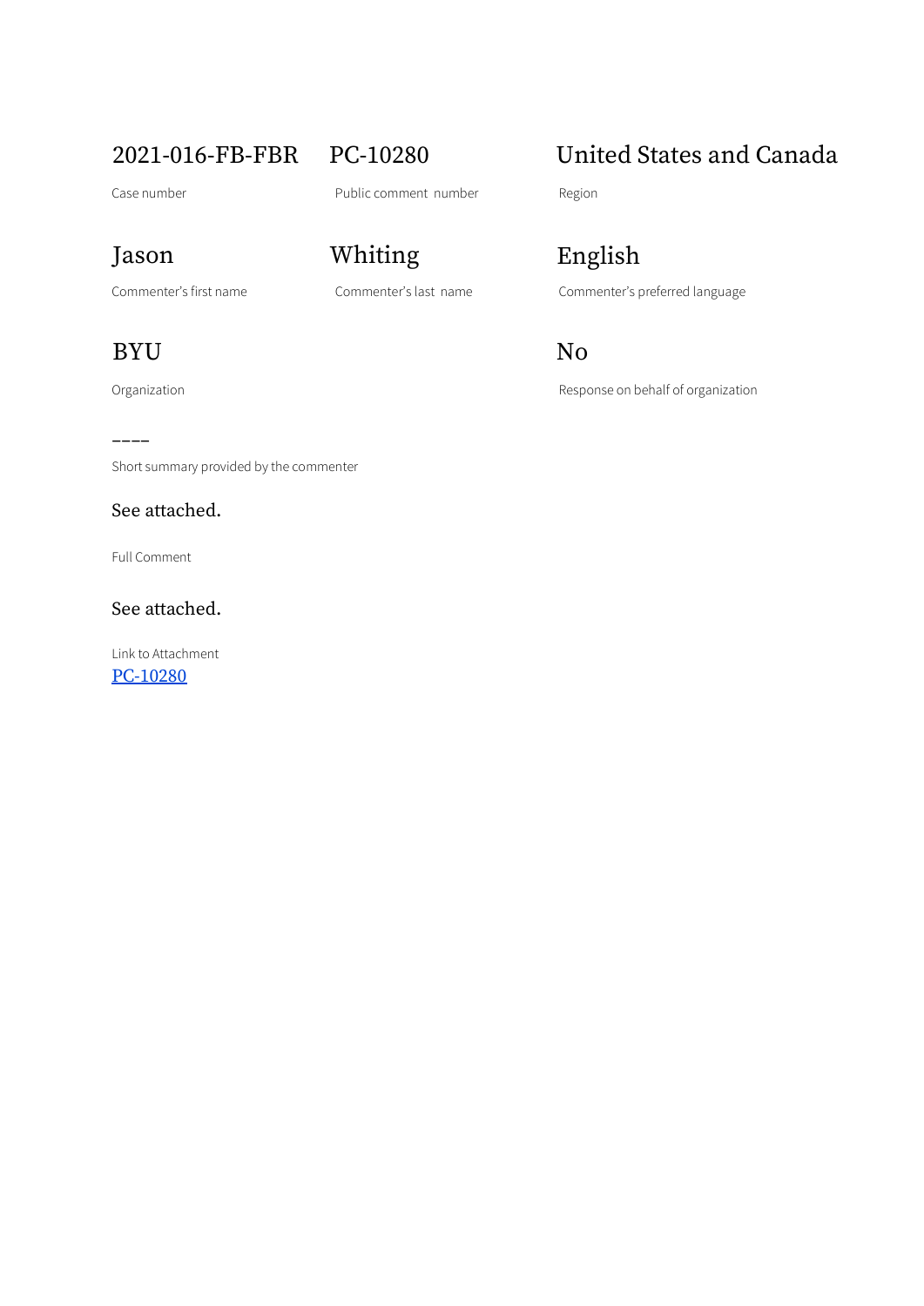2021-016-FB-FBR

Case number

PC-10280

Public comment number

United States and Canada

Region

Jason

Commenter's first name

Whiting

Commenter's last name

English

Commenter's preferred language

BYU

Organization

No

Response on behalf of organization

––––

Short summary provided by the commenter

See attached.

Full Comment

See attached.

Link to Attachment

PC-10280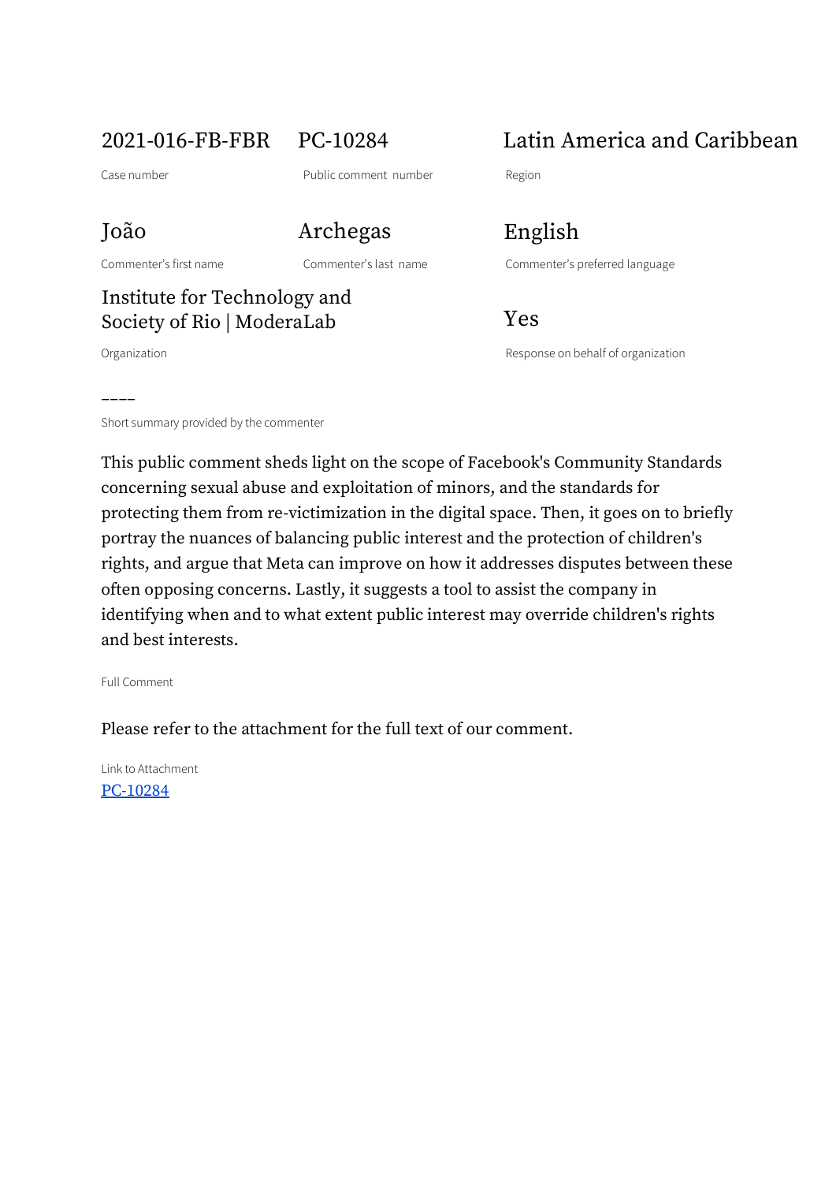| 2021-016-FB-FBR | PC-10284 | Latin America and Caribbean |
|---|---|---|
| Case number | Public comment number | Region |

| João | Archegas | English |
|---|---|---|
| Commenter's first name | Commenter's last name | Commenter's preferred language |

| Institute for Technology and Society of Rio \| ModeraLab | Yes |
|---|---|
| Organization | Response on behalf of organization |

––––

Short summary provided by the commenter

This public comment sheds light on the scope of Facebook's Community Standards concerning sexual abuse and exploitation of minors, and the standards for protecting them from re-victimization in the digital space. Then, it goes on to briefly portray the nuances of balancing public interest and the protection of children's rights, and argue that Meta can improve on how it addresses disputes between these often opposing concerns. Lastly, it suggests a tool to assist the company in identifying when and to what extent public interest may override children's rights and best interests.

Full Comment

Please refer to the attachment for the full text of our comment.

Link to Attachment

[PC-10284]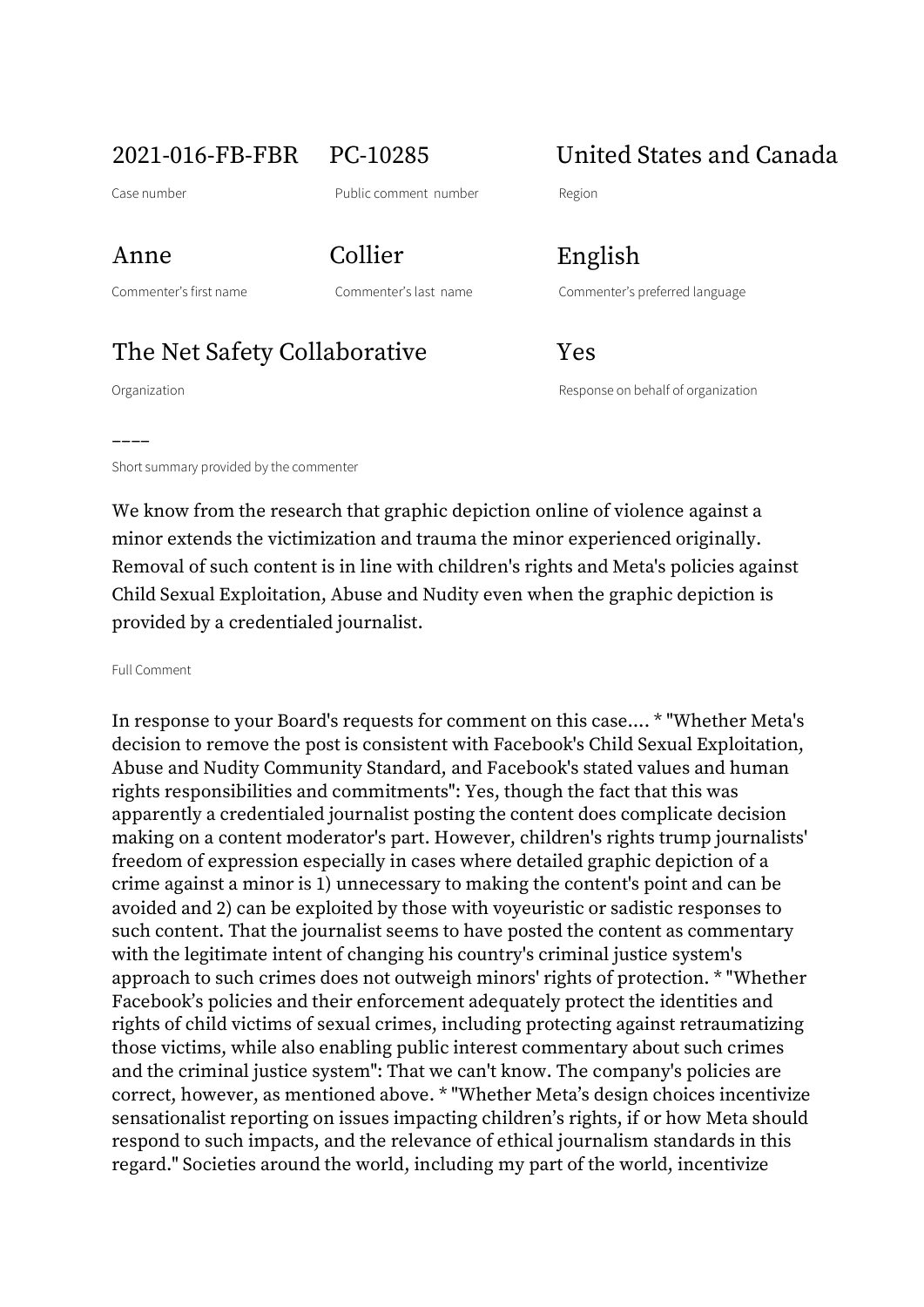| 2021-016-FB-FBR | PC-10285 | United States and Canada |
|---|---|---|
| Case number | Public comment number | Region |
| **Anne** | **Collier** | **English** |
| Commenter's first name | Commenter's last name | Commenter's preferred language |
| **The Net Safety Collaborative** | | **Yes** |
| Organization | | Response on behalf of organization |

––––

Short summary provided by the commenter

We know from the research that graphic depiction online of violence against a minor extends the victimization and trauma the minor experienced originally. Removal of such content is in line with children's rights and Meta's policies against Child Sexual Exploitation, Abuse and Nudity even when the graphic depiction is provided by a credentialed journalist.

Full Comment

In response to your Board's requests for comment on this case.... * "Whether Meta's decision to remove the post is consistent with Facebook's Child Sexual Exploitation, Abuse and Nudity Community Standard, and Facebook's stated values and human rights responsibilities and commitments": Yes, though the fact that this was apparently a credentialed journalist posting the content does complicate decision making on a content moderator's part. However, children's rights trump journalists' freedom of expression especially in cases where detailed graphic depiction of a crime against a minor is 1) unnecessary to making the content's point and can be avoided and 2) can be exploited by those with voyeuristic or sadistic responses to such content. That the journalist seems to have posted the content as commentary with the legitimate intent of changing his country's criminal justice system's approach to such crimes does not outweigh minors' rights of protection. * "Whether Facebook's policies and their enforcement adequately protect the identities and rights of child victims of sexual crimes, including protecting against retraumatizing those victims, while also enabling public interest commentary about such crimes and the criminal justice system": That we can't know. The company's policies are correct, however, as mentioned above. * "Whether Meta's design choices incentivize sensationalist reporting on issues impacting children's rights, if or how Meta should respond to such impacts, and the relevance of ethical journalism standards in this regard." Societies around the world, including my part of the world, incentivize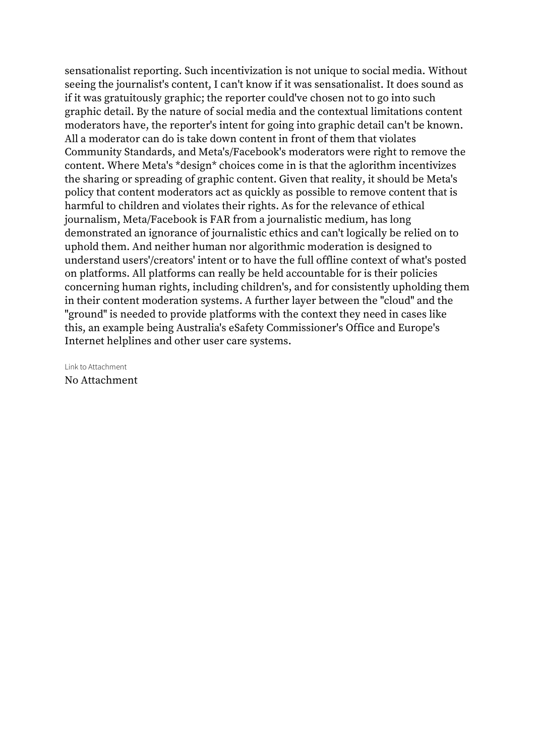sensationalist reporting. Such incentivization is not unique to social media. Without seeing the journalist's content, I can't know if it was sensationalist. It does sound as if it was gratuitously graphic; the reporter could've chosen not to go into such graphic detail. By the nature of social media and the contextual limitations content moderators have, the reporter's intent for going into graphic detail can't be known. All a moderator can do is take down content in front of them that violates Community Standards, and Meta's/Facebook's moderators were right to remove the content. Where Meta's *design* choices come in is that the aglorithm incentivizes the sharing or spreading of graphic content. Given that reality, it should be Meta's policy that content moderators act as quickly as possible to remove content that is harmful to children and violates their rights. As for the relevance of ethical journalism, Meta/Facebook is FAR from a journalistic medium, has long demonstrated an ignorance of journalistic ethics and can't logically be relied on to uphold them. And neither human nor algorithmic moderation is designed to understand users'/creators' intent or to have the full offline context of what's posted on platforms. All platforms can really be held accountable for is their policies concerning human rights, including children's, and for consistently upholding them in their content moderation systems. A further layer between the "cloud" and the "ground" is needed to provide platforms with the context they need in cases like this, an example being Australia's eSafety Commissioner's Office and Europe's Internet helplines and other user care systems.

Link to Attachment

No Attachment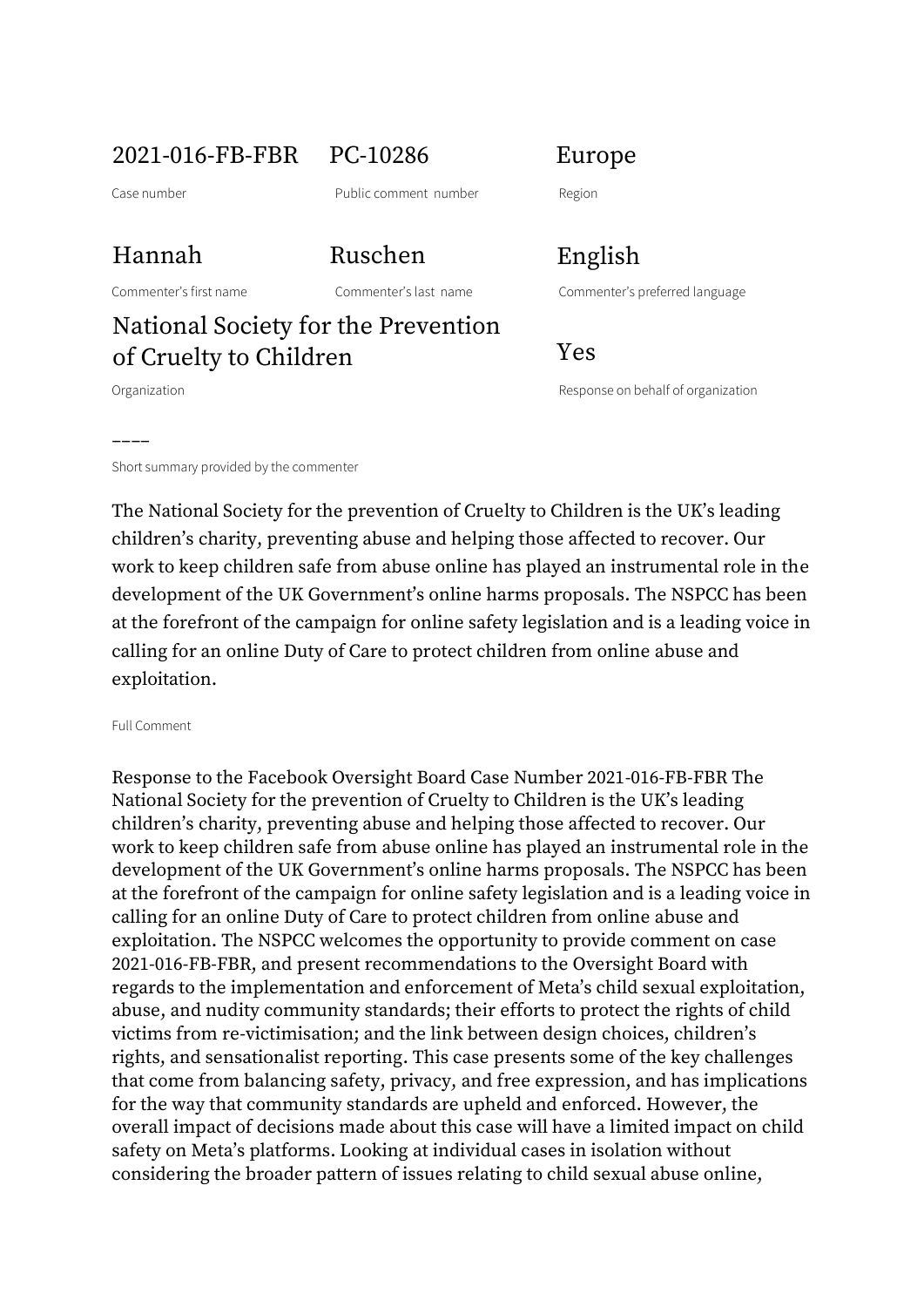| 2021-016-FB-FBR | PC-10286 | Europe |
|---|---|---|
| Case number | Public comment number | Region |
| Hannah | Ruschen | English |
| Commenter's first name | Commenter's last name | Commenter's preferred language |
| National Society for the Prevention of Cruelty to Children | | Yes |
| Organization | | Response on behalf of organization |

–––

Short summary provided by the commenter

The National Society for the prevention of Cruelty to Children is the UK's leading children's charity, preventing abuse and helping those affected to recover. Our work to keep children safe from abuse online has played an instrumental role in the development of the UK Government's online harms proposals. The NSPCC has been at the forefront of the campaign for online safety legislation and is a leading voice in calling for an online Duty of Care to protect children from online abuse and exploitation.

Full Comment

Response to the Facebook Oversight Board Case Number 2021-016-FB-FBR The National Society for the prevention of Cruelty to Children is the UK's leading children's charity, preventing abuse and helping those affected to recover. Our work to keep children safe from abuse online has played an instrumental role in the development of the UK Government's online harms proposals. The NSPCC has been at the forefront of the campaign for online safety legislation and is a leading voice in calling for an online Duty of Care to protect children from online abuse and exploitation. The NSPCC welcomes the opportunity to provide comment on case 2021-016-FB-FBR, and present recommendations to the Oversight Board with regards to the implementation and enforcement of Meta's child sexual exploitation, abuse, and nudity community standards; their efforts to protect the rights of child victims from re-victimisation; and the link between design choices, children's rights, and sensationalist reporting. This case presents some of the key challenges that come from balancing safety, privacy, and free expression, and has implications for the way that community standards are upheld and enforced. However, the overall impact of decisions made about this case will have a limited impact on child safety on Meta's platforms. Looking at individual cases in isolation without considering the broader pattern of issues relating to child sexual abuse online,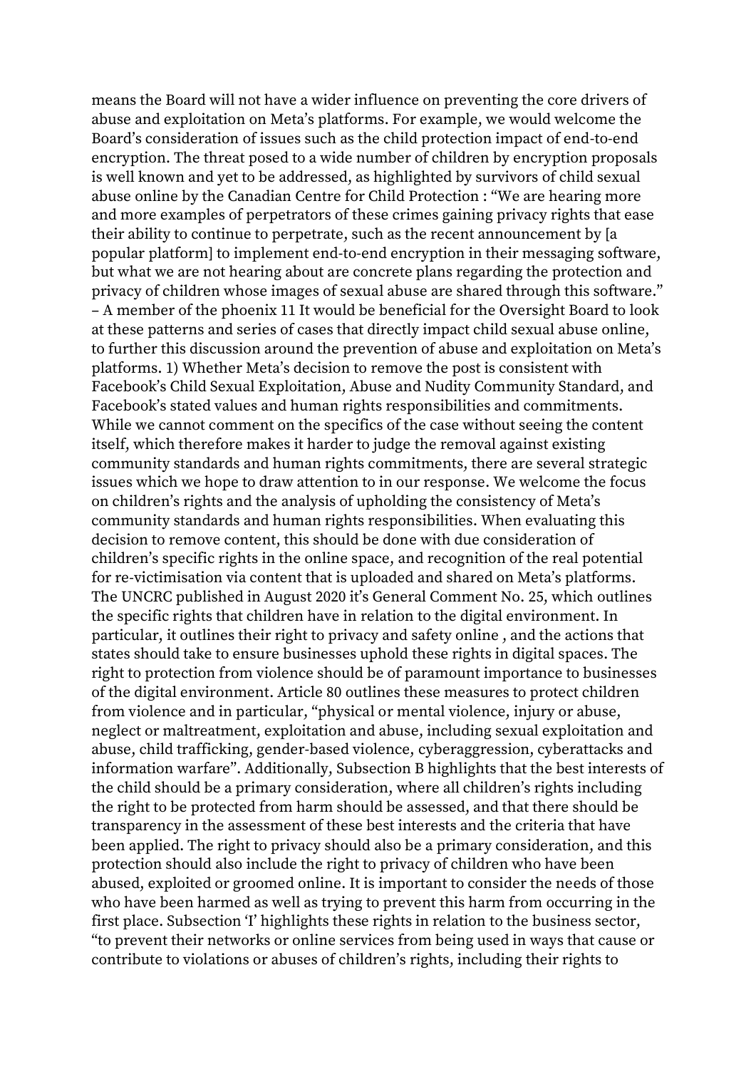means the Board will not have a wider influence on preventing the core drivers of abuse and exploitation on Meta's platforms. For example, we would welcome the Board's consideration of issues such as the child protection impact of end-to-end encryption. The threat posed to a wide number of children by encryption proposals is well known and yet to be addressed, as highlighted by survivors of child sexual abuse online by the Canadian Centre for Child Protection : "We are hearing more and more examples of perpetrators of these crimes gaining privacy rights that ease their ability to continue to perpetrate, such as the recent announcement by [a popular platform] to implement end-to-end encryption in their messaging software, but what we are not hearing about are concrete plans regarding the protection and privacy of children whose images of sexual abuse are shared through this software." – A member of the phoenix 11 It would be beneficial for the Oversight Board to look at these patterns and series of cases that directly impact child sexual abuse online, to further this discussion around the prevention of abuse and exploitation on Meta's platforms. 1) Whether Meta's decision to remove the post is consistent with Facebook's Child Sexual Exploitation, Abuse and Nudity Community Standard, and Facebook's stated values and human rights responsibilities and commitments. While we cannot comment on the specifics of the case without seeing the content itself, which therefore makes it harder to judge the removal against existing community standards and human rights commitments, there are several strategic issues which we hope to draw attention to in our response. We welcome the focus on children's rights and the analysis of upholding the consistency of Meta's community standards and human rights responsibilities. When evaluating this decision to remove content, this should be done with due consideration of children's specific rights in the online space, and recognition of the real potential for re-victimisation via content that is uploaded and shared on Meta's platforms. The UNCRC published in August 2020 it's General Comment No. 25, which outlines the specific rights that children have in relation to the digital environment. In particular, it outlines their right to privacy and safety online , and the actions that states should take to ensure businesses uphold these rights in digital spaces. The right to protection from violence should be of paramount importance to businesses of the digital environment. Article 80 outlines these measures to protect children from violence and in particular, "physical or mental violence, injury or abuse, neglect or maltreatment, exploitation and abuse, including sexual exploitation and abuse, child trafficking, gender-based violence, cyberaggression, cyberattacks and information warfare". Additionally, Subsection B highlights that the best interests of the child should be a primary consideration, where all children's rights including the right to be protected from harm should be assessed, and that there should be transparency in the assessment of these best interests and the criteria that have been applied. The right to privacy should also be a primary consideration, and this protection should also include the right to privacy of children who have been abused, exploited or groomed online. It is important to consider the needs of those who have been harmed as well as trying to prevent this harm from occurring in the first place. Subsection 'I' highlights these rights in relation to the business sector, "to prevent their networks or online services from being used in ways that cause or contribute to violations or abuses of children's rights, including their rights to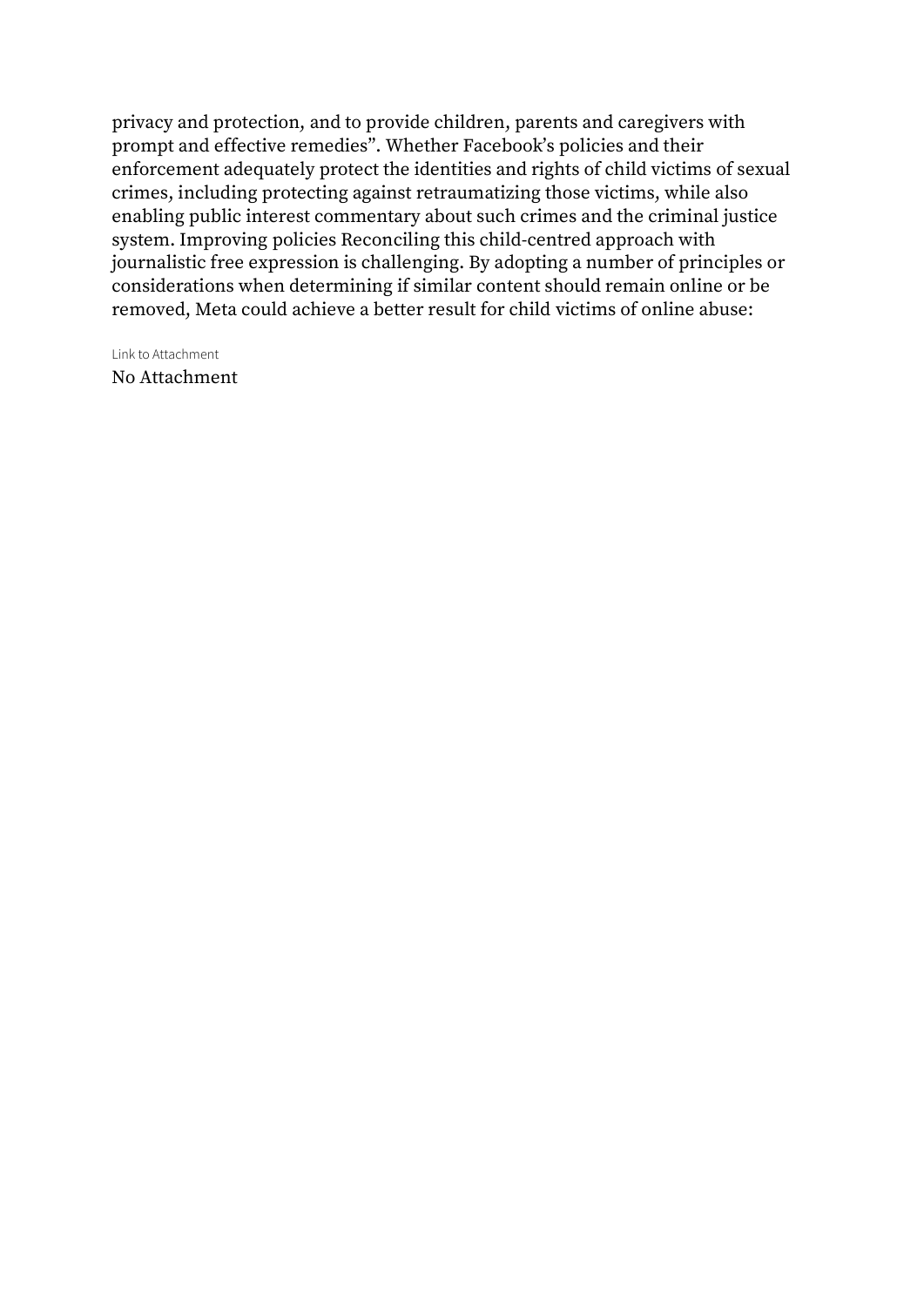privacy and protection, and to provide children, parents and caregivers with prompt and effective remedies". Whether Facebook's policies and their enforcement adequately protect the identities and rights of child victims of sexual crimes, including protecting against retraumatizing those victims, while also enabling public interest commentary about such crimes and the criminal justice system. Improving policies Reconciling this child-centred approach with journalistic free expression is challenging. By adopting a number of principles or considerations when determining if similar content should remain online or be removed, Meta could achieve a better result for child victims of online abuse:

Link to Attachment

No Attachment